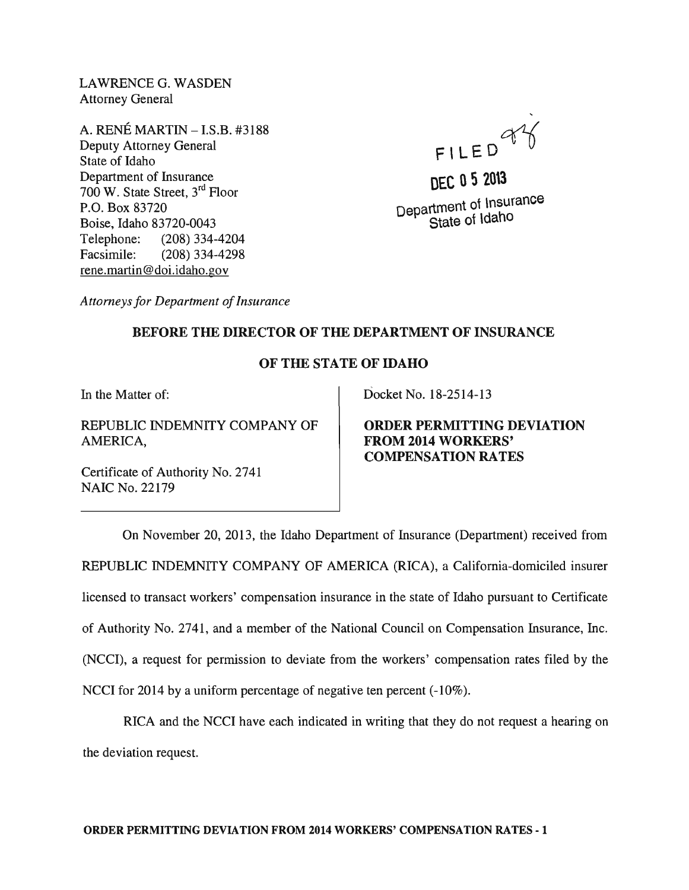LAWRENCE G. WASDEN
Attorney General

A. RENÉ MARTIN – I.S.B. #3188
Deputy Attorney General
State of Idaho
Department of Insurance
700 W. State Street, 3rd Floor
P.O. Box 83720
Boise, Idaho 83720-0043
Telephone: (208) 334-4204
Facsimile: (208) 334-4298
rene.martin@doi.idaho.gov

FILED

DEC 05 2013

Department of Insurance
State of Idaho

*Attorneys for Department of Insurance*

**BEFORE THE DIRECTOR OF THE DEPARTMENT OF INSURANCE**

**OF THE STATE OF IDAHO**

| In the Matter of: | Docket No. 18-2514-13 |
|---|---|
| REPUBLIC INDEMNITY COMPANY OF AMERICA, | **ORDER PERMITTING DEVIATION FROM 2014 WORKERS' COMPENSATION RATES** |
| Certificate of Authority No. 2741<br>NAIC No. 22179 | |

On November 20, 2013, the Idaho Department of Insurance (Department) received from REPUBLIC INDEMNITY COMPANY OF AMERICA (RICA), a California-domiciled insurer licensed to transact workers' compensation insurance in the state of Idaho pursuant to Certificate of Authority No. 2741, and a member of the National Council on Compensation Insurance, Inc. (NCCI), a request for permission to deviate from the workers' compensation rates filed by the NCCI for 2014 by a uniform percentage of negative ten percent (-10%).

RICA and the NCCI have each indicated in writing that they do not request a hearing on the deviation request.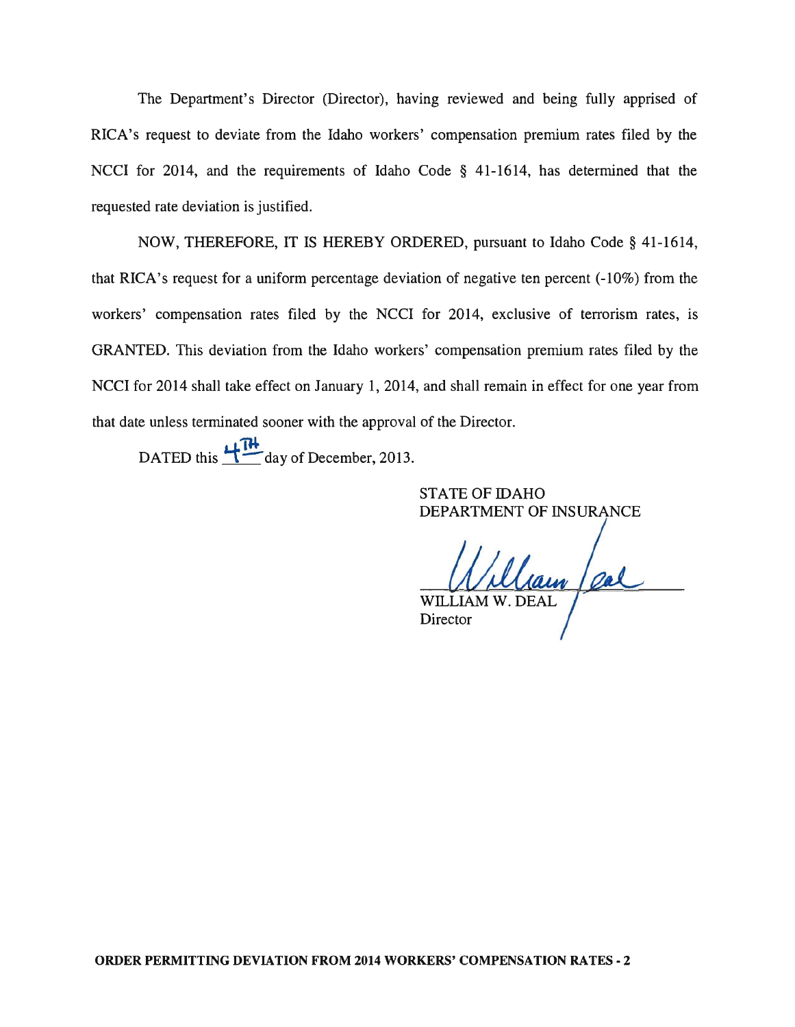The Department's Director (Director), having reviewed and being fully apprised of RICA's request to deviate from the Idaho workers' compensation premium rates filed by the NCCI for 2014, and the requirements of Idaho Code § 41-1614, has determined that the requested rate deviation is justified.

NOW, THEREFORE, IT IS HEREBY ORDERED, pursuant to Idaho Code § 41-1614, that RICA's request for a uniform percentage deviation of negative ten percent (-10%) from the workers' compensation rates filed by the NCCI for 2014, exclusive of terrorism rates, is GRANTED. This deviation from the Idaho workers' compensation premium rates filed by the NCCI for 2014 shall take effect on January 1, 2014, and shall remain in effect for one year from that date unless terminated sooner with the approval of the Director.

DATED this 4TH day of December, 2013.

STATE OF IDAHO
DEPARTMENT OF INSURANCE

William Deal

WILLIAM W. DEAL
Director

**ORDER PERMITTING DEVIATION FROM 2014 WORKERS' COMPENSATION RATES - 2**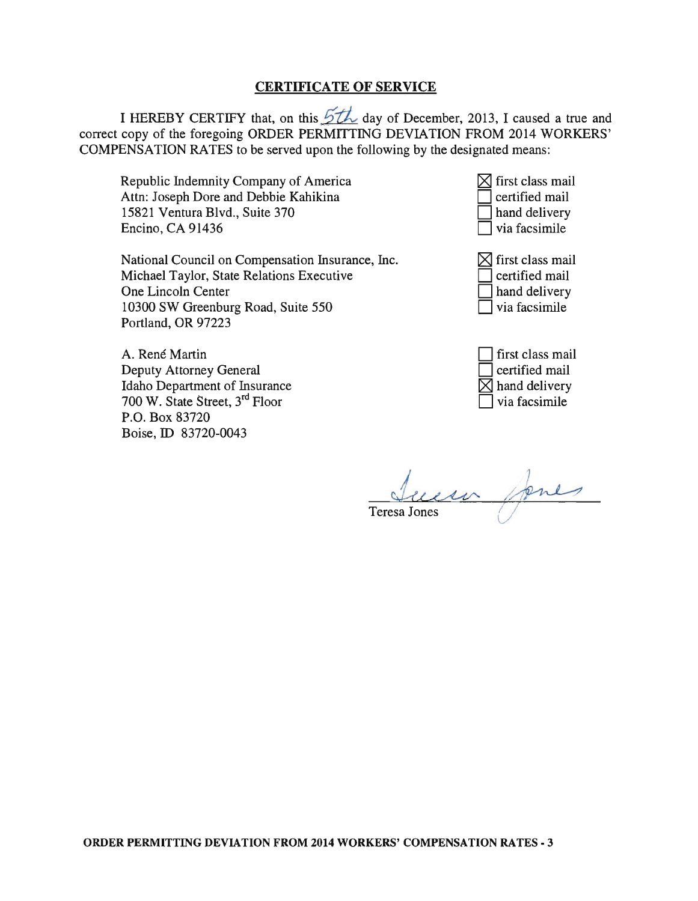## CERTIFICATE OF SERVICE

I HEREBY CERTIFY that, on this 5th day of December, 2013, I caused a true and correct copy of the foregoing ORDER PERMITTING DEVIATION FROM 2014 WORKERS' COMPENSATION RATES to be served upon the following by the designated means:

| | |
|---|---|
| Republic Indemnity Company of America<br>Attn: Joseph Dore and Debbie Kahikina<br>15821 Ventura Blvd., Suite 370<br>Encino, CA 91436 | ☒ first class mail<br>☐ certified mail<br>☐ hand delivery<br>☐ via facsimile |
| National Council on Compensation Insurance, Inc.<br>Michael Taylor, State Relations Executive<br>One Lincoln Center<br>10300 SW Greenburg Road, Suite 550<br>Portland, OR 97223 | ☒ first class mail<br>☐ certified mail<br>☐ hand delivery<br>☐ via facsimile |
| A. René Martin<br>Deputy Attorney General<br>Idaho Department of Insurance<br>700 W. State Street, 3rd Floor<br>P.O. Box 83720<br>Boise, ID 83720-0043 | ☐ first class mail<br>☐ certified mail<br>☒ hand delivery<br>☐ via facsimile |

Teresa Jones